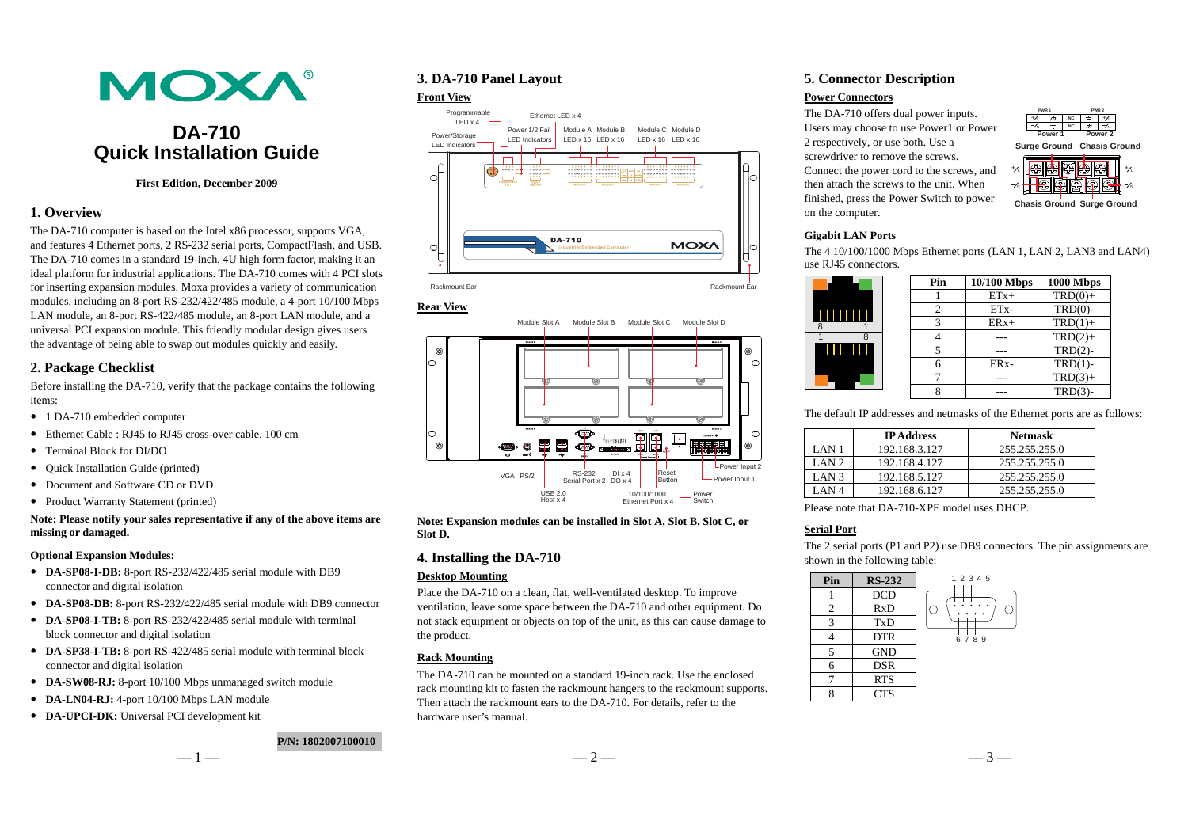# DA-710 Quick Installation Guide

**First Edition, December 2009**

## 1. Overview

The DA-710 computer is based on the Intel x86 processor, supports VGA, and features 4 Ethernet ports, 2 RS-232 serial ports, CompactFlash, and USB. The DA-710 comes in a standard 19-inch, 4U high form factor, making it an ideal platform for industrial applications. The DA-710 comes with 4 PCI slots for inserting expansion modules. Moxa provides a variety of communication modules, including an 8-port RS-232/422/485 module, a 4-port 10/100 Mbps LAN module, an 8-port RS-422/485 module, an 8-port LAN module, and a universal PCI expansion module. This friendly modular design gives users the advantage of being able to swap out modules quickly and easily.

## 2. Package Checklist

Before installing the DA-710, verify that the package contains the following items:

- 1 DA-710 embedded computer
- Ethernet Cable : RJ45 to RJ45 cross-over cable, 100 cm
- Terminal Block for DI/DO
- Quick Installation Guide (printed)
- Document and Software CD or DVD
- Product Warranty Statement (printed)

**Note: Please notify your sales representative if any of the above items are missing or damaged.**

**Optional Expansion Modules:**

- **DA-SP08-I-DB:** 8-port RS-232/422/485 serial module with DB9 connector and digital isolation
- **DA-SP08-DB:** 8-port RS-232/422/485 serial module with DB9 connector
- **DA-SP08-I-TB:** 8-port RS-232/422/485 serial module with terminal block connector and digital isolation
- **DA-SP38-I-TB:** 8-port RS-422/485 serial module with terminal block connector and digital isolation
- **DA-SW08-RJ:** 8-port 10/100 Mbps unmanaged switch module
- **DA-LN04-RJ:** 4-port 10/100 Mbps LAN module
- **DA-UPCI-DK:** Universal PCI development kit

**P/N: 1802007100010**

## 3. DA-710 Panel Layout

### Front View

Programmable LED x 4; Ethernet LED x 4; Power/Storage LED Indicators; Power 1/2 Fail LED Indicators; Module A LED x 16; Module B LED x 16; Module C LED x 16; Module D LED x 16; Rackmount Ear; Rackmount Ear

### Rear View

Module Slot A; Module Slot B; Module Slot C; Module Slot D; VGA; PS/2; USB 2.0 Host x 4; RS-232 Serial Port x 2; DI x 4 DO x 4; 10/100/1000 Ethernet Port x 4; Reset Button; Power Switch; Power Input 2; Power Input 1

**Note: Expansion modules can be installed in Slot A, Slot B, Slot C, or Slot D.**

## 4. Installing the DA-710

### Desktop Mounting

Place the DA-710 on a clean, flat, well-ventilated desktop. To improve ventilation, leave some space between the DA-710 and other equipment. Do not stack equipment or objects on top of the unit, as this can cause damage to the product.

### Rack Mounting

The DA-710 can be mounted on a standard 19-inch rack. Use the enclosed rack mounting kit to fasten the rackmount hangers to the rackmount supports. Then attach the rackmount ears to the DA-710. For details, refer to the hardware user's manual.

## 5. Connector Description

### Power Connectors

The DA-710 offers dual power inputs. Users may choose to use Power1 or Power 2 respectively, or use both. Use a screwdriver to remove the screws. Connect the power cord to the screws, and then attach the screws to the unit. When finished, press the Power Switch to power on the computer.

Power 1; Power 2; Surge Ground; Chasis Ground; Chasis Ground; Surge Ground

### Gigabit LAN Ports

The 4 10/100/1000 Mbps Ethernet ports (LAN 1, LAN 2, LAN3 and LAN4) use RJ45 connectors.

| Pin | 10/100 Mbps | 1000 Mbps |
|---|---|---|
| 1 | ETx+ | TRD(0)+ |
| 2 | ETx- | TRD(0)- |
| 3 | ERx+ | TRD(1)+ |
| 4 | --- | TRD(2)+ |
| 5 | --- | TRD(2)- |
| 6 | ERx- | TRD(1)- |
| 7 | --- | TRD(3)+ |
| 8 | --- | TRD(3)- |

The default IP addresses and netmasks of the Ethernet ports are as follows:

| | IP Address | Netmask |
|---|---|---|
| LAN 1 | 192.168.3.127 | 255.255.255.0 |
| LAN 2 | 192.168.4.127 | 255.255.255.0 |
| LAN 3 | 192.168.5.127 | 255.255.255.0 |
| LAN 4 | 192.168.6.127 | 255.255.255.0 |

Please note that DA-710-XPE model uses DHCP.

### Serial Port

The 2 serial ports (P1 and P2) use DB9 connectors. The pin assignments are shown in the following table:

| Pin | RS-232 |
|---|---|
| 1 | DCD |
| 2 | RxD |
| 3 | TxD |
| 4 | DTR |
| 5 | GND |
| 6 | DSR |
| 7 | RTS |
| 8 | CTS |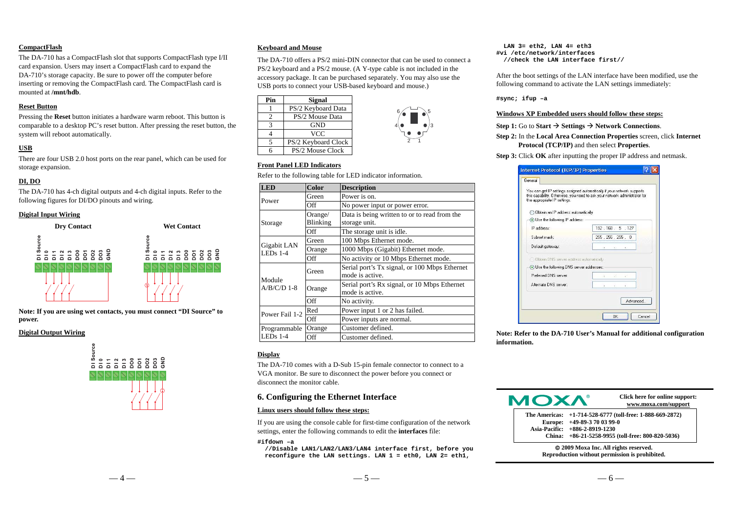**CompactFlash**

The DA-710 has a CompactFlash slot that supports CompactFlash type I/II card expansion. Users may insert a CompactFlash card to expand the DA-710's storage capacity. Be sure to power off the computer before inserting or removing the CompactFlash card. The CompactFlash card is mounted at **/mnt/hdb**.

**Reset Button**

Pressing the **Reset** button initiates a hardware warm reboot. This button is comparable to a desktop PC's reset button. After pressing the reset button, the system will reboot automatically.

**USB**

There are four USB 2.0 host ports on the rear panel, which can be used for storage expansion.

**DI, DO**

The DA-710 has 4-ch digital outputs and 4-ch digital inputs. Refer to the following figures for DI/DO pinouts and wiring.

**Digital Input Wiring**

Dry Contact

DI Source DI 0 DI 1 DI 2 DI 3 DO0 DO1 DO2 DO3 GND

Wet Contact

DI Source DI 0 DI 1 DI 2 DI 3 DO0 DO1 DO2 DO3 GND

**Note: If you are using wet contacts, you must connect "DI Source" to power.**

**Digital Output Wiring**

DI Source DI 0 DI 1 DI 2 DI 3 DO0 DO1 DO2 DO3 GND

**Keyboard and Mouse**

The DA-710 offers a PS/2 mini-DIN connector that can be used to connect a PS/2 keyboard and a PS/2 mouse. (A Y-type cable is not included in the accessory package. It can be purchased separately. You may also use the USB ports to connect your USB-based keyboard and mouse.)

| Pin | Signal |
|---|---|
| 1 | PS/2 Keyboard Data |
| 2 | PS/2 Mouse Data |
| 3 | GND |
| 4 | VCC |
| 5 | PS/2 Keyboard Clock |
| 6 | PS/2 Mouse Clock |

**Front Panel LED Indicators**

Refer to the following table for LED indicator information.

| LED | Color | Description |
|---|---|---|
| Power | Green | Power is on. |
| | Off | No power input or power error. |
| Storage | Orange/ Blinking | Data is being written to or to read from the storage unit. |
| | Off | The storage unit is idle. |
| Gigabit LAN LEDs 1-4 | Green | 100 Mbps Ethernet mode. |
| | Orange | 1000 Mbps (Gigabit) Ethernet mode. |
| | Off | No activity or 10 Mbps Ethernet mode. |
| Module A/B/C/D 1-8 | Green | Serial port's Tx signal, or 100 Mbps Ethernet mode is active. |
| | Orange | Serial port's Rx signal, or 10 Mbps Ethernet mode is active. |
| | Off | No activity. |
| Power Fail 1-2 | Red | Power input 1 or 2 has failed. |
| | Off | Power inputs are normal. |
| Programmable LEDs 1-4 | Orange | Customer defined. |
| | Off | Customer defined. |

**Display**

The DA-710 comes with a D-Sub 15-pin female connector to connect to a VGA monitor. Be sure to disconnect the power before you connect or disconnect the monitor cable.

## 6. Configuring the Ethernet Interface

**Linux users should follow these steps:**

If you are using the console cable for first-time configuration of the network settings, enter the following commands to edit the **interfaces** file:

```
#ifdown –a
  //Disable LAN1/LAN2/LAN3/LAN4 interface first, before you
  reconfigure the LAN settings. LAN 1 = eth0, LAN 2= eth1,
  LAN 3= eth2, LAN 4= eth3
#vi /etc/network/interfaces
  //check the LAN interface first//
```

After the boot settings of the LAN interface have been modified, use the following command to activate the LAN settings immediately:

```
#sync; ifup –a
```

**Windows XP Embedded users should follow these steps:**

**Step 1:** Go to **Start** → **Settings** → **Network Connections**.

**Step 2:** In the **Local Area Connection Properties** screen, click **Internet Protocol (TCP/IP)** and then select **Properties**.

**Step 3:** Click **OK** after inputting the proper IP address and netmask.

**Note: Refer to the DA-710 User's Manual for additional configuration information.**

MOXA

**Click here for online support:**
**www.moxa.com/support**

**The Americas: +1-714-528-6777 (toll-free: 1-888-669-2872)**
**Europe: +49-89-3 70 03 99-0**
**Asia-Pacific: +886-2-8919-1230**
**China: +86-21-5258-9955 (toll-free: 800-820-5036)**

**© 2009 Moxa Inc. All rights reserved.**
**Reproduction without permission is prohibited.**